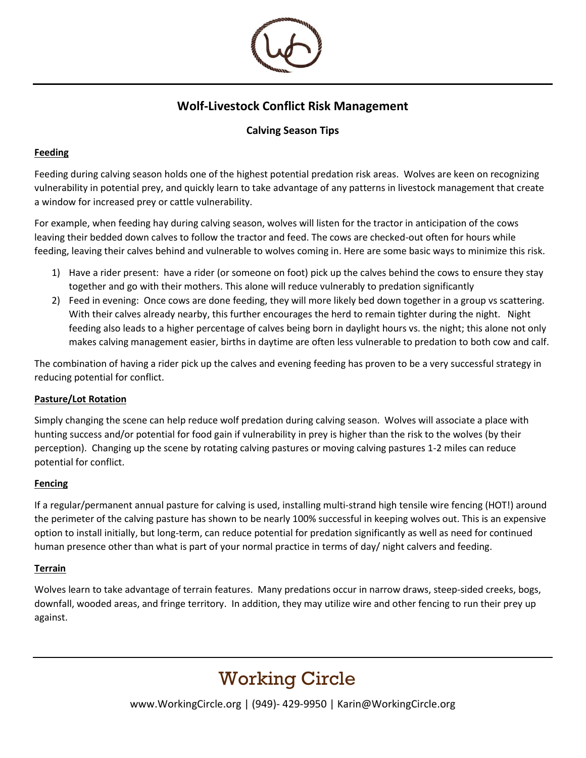# Wolf-Livestock Conflict Risk Management

## Calving Season Tips

**Feeding**

Feeding during calving season holds one of the highest potential predation risk areas. Wolves are keen on recognizing vulnerability in potential prey, and quickly learn to take advantage of any patterns in livestock management that create a window for increased prey or cattle vulnerability.

For example, when feeding hay during calving season, wolves will listen for the tractor in anticipation of the cows leaving their bedded down calves to follow the tractor and feed. The cows are checked-out often for hours while feeding, leaving their calves behind and vulnerable to wolves coming in. Here are some basic ways to minimize this risk.

1) Have a rider present: have a rider (or someone on foot) pick up the calves behind the cows to ensure they stay together and go with their mothers. This alone will reduce vulnerably to predation significantly
2) Feed in evening: Once cows are done feeding, they will more likely bed down together in a group vs scattering. With their calves already nearby, this further encourages the herd to remain tighter during the night. Night feeding also leads to a higher percentage of calves being born in daylight hours vs. the night; this alone not only makes calving management easier, births in daytime are often less vulnerable to predation to both cow and calf.

The combination of having a rider pick up the calves and evening feeding has proven to be a very successful strategy in reducing potential for conflict.

**Pasture/Lot Rotation**

Simply changing the scene can help reduce wolf predation during calving season. Wolves will associate a place with hunting success and/or potential for food gain if vulnerability in prey is higher than the risk to the wolves (by their perception). Changing up the scene by rotating calving pastures or moving calving pastures 1-2 miles can reduce potential for conflict.

**Fencing**

If a regular/permanent annual pasture for calving is used, installing multi-strand high tensile wire fencing (HOT!) around the perimeter of the calving pasture has shown to be nearly 100% successful in keeping wolves out. This is an expensive option to install initially, but long-term, can reduce potential for predation significantly as well as need for continued human presence other than what is part of your normal practice in terms of day/ night calvers and feeding.

**Terrain**

Wolves learn to take advantage of terrain features. Many predations occur in narrow draws, steep-sided creeks, bogs, downfall, wooded areas, and fringe territory. In addition, they may utilize wire and other fencing to run their prey up against.

Working Circle

www.WorkingCircle.org | (949)- 429-9950 | Karin@WorkingCircle.org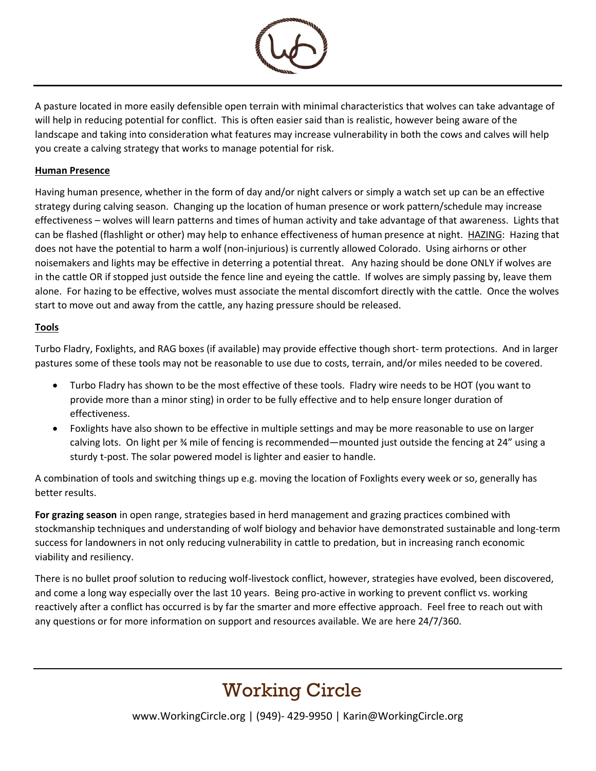A pasture located in more easily defensible open terrain with minimal characteristics that wolves can take advantage of will help in reducing potential for conflict. This is often easier said than is realistic, however being aware of the landscape and taking into consideration what features may increase vulnerability in both the cows and calves will help you create a calving strategy that works to manage potential for risk.

**Human Presence**

Having human presence, whether in the form of day and/or night calvers or simply a watch set up can be an effective strategy during calving season. Changing up the location of human presence or work pattern/schedule may increase effectiveness – wolves will learn patterns and times of human activity and take advantage of that awareness. Lights that can be flashed (flashlight or other) may help to enhance effectiveness of human presence at night. HAZING: Hazing that does not have the potential to harm a wolf (non-injurious) is currently allowed Colorado. Using airhorns or other noisemakers and lights may be effective in deterring a potential threat. Any hazing should be done ONLY if wolves are in the cattle OR if stopped just outside the fence line and eyeing the cattle. If wolves are simply passing by, leave them alone. For hazing to be effective, wolves must associate the mental discomfort directly with the cattle. Once the wolves start to move out and away from the cattle, any hazing pressure should be released.

**Tools**

Turbo Fladry, Foxlights, and RAG boxes (if available) may provide effective though short- term protections. And in larger pastures some of these tools may not be reasonable to use due to costs, terrain, and/or miles needed to be covered.

- Turbo Fladry has shown to be the most effective of these tools. Fladry wire needs to be HOT (you want to provide more than a minor sting) in order to be fully effective and to help ensure longer duration of effectiveness.
- Foxlights have also shown to be effective in multiple settings and may be more reasonable to use on larger calving lots. On light per ¾ mile of fencing is recommended—mounted just outside the fencing at 24" using a sturdy t-post. The solar powered model is lighter and easier to handle.

A combination of tools and switching things up e.g. moving the location of Foxlights every week or so, generally has better results.

**For grazing season** in open range, strategies based in herd management and grazing practices combined with stockmanship techniques and understanding of wolf biology and behavior have demonstrated sustainable and long-term success for landowners in not only reducing vulnerability in cattle to predation, but in increasing ranch economic viability and resiliency.

There is no bullet proof solution to reducing wolf-livestock conflict, however, strategies have evolved, been discovered, and come a long way especially over the last 10 years. Being pro-active in working to prevent conflict vs. working reactively after a conflict has occurred is by far the smarter and more effective approach. Feel free to reach out with any questions or for more information on support and resources available. We are here 24/7/360.

## Working Circle

www.WorkingCircle.org | (949)- 429-9950 | Karin@WorkingCircle.org